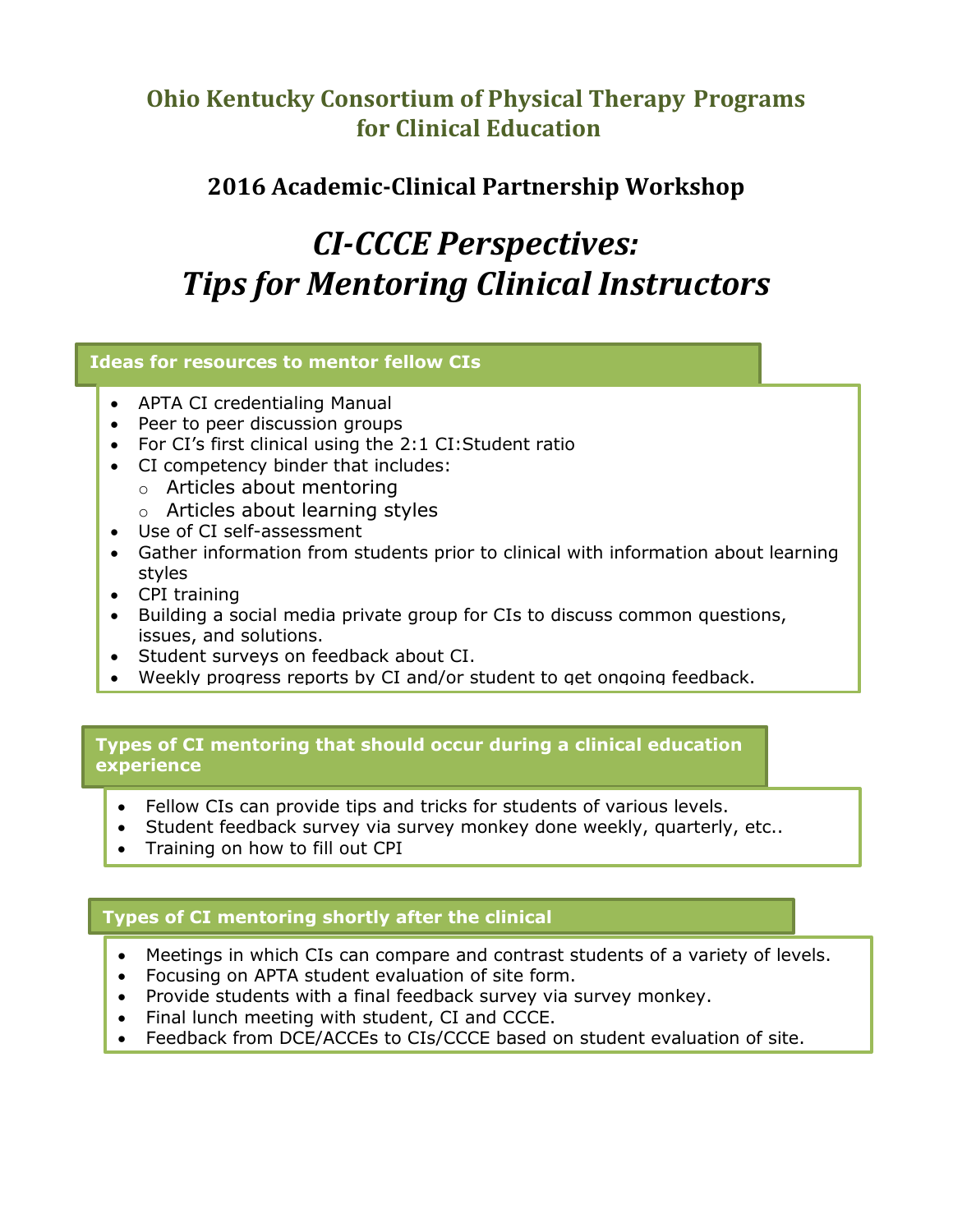# Ohio Kentucky Consortium of Physical Therapy Programs for Clinical Education

## 2016 Academic-Clinical Partnership Workshop

# *CI-CCCE Perspectives: Tips for Mentoring Clinical Instructors*

### Ideas for resources to mentor fellow CIs

- APTA CI credentialing Manual
- Peer to peer discussion groups
- For CI's first clinical using the 2:1 CI:Student ratio
- CI competency binder that includes:
  - Articles about mentoring
  - Articles about learning styles
- Use of CI self-assessment
- Gather information from students prior to clinical with information about learning styles
- CPI training
- Building a social media private group for CIs to discuss common questions, issues, and solutions.
- Student surveys on feedback about CI.
- Weekly progress reports by CI and/or student to get ongoing feedback.

### Types of CI mentoring that should occur during a clinical education experience

- Fellow CIs can provide tips and tricks for students of various levels.
- Student feedback survey via survey monkey done weekly, quarterly, etc..
- Training on how to fill out CPI

### Types of CI mentoring shortly after the clinical

- Meetings in which CIs can compare and contrast students of a variety of levels.
- Focusing on APTA student evaluation of site form.
- Provide students with a final feedback survey via survey monkey.
- Final lunch meeting with student, CI and CCCE.
- Feedback from DCE/ACCEs to CIs/CCCE based on student evaluation of site.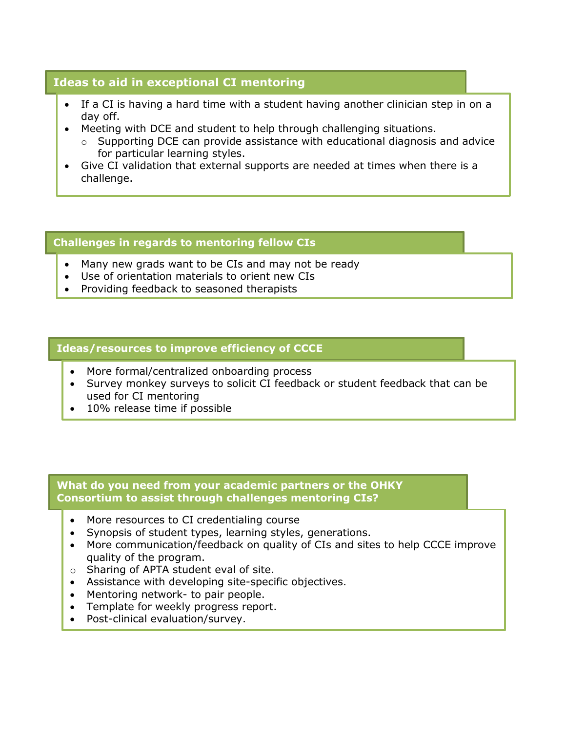## Ideas to aid in exceptional CI mentoring

- If a CI is having a hard time with a student having another clinician step in on a day off.
- Meeting with DCE and student to help through challenging situations.
  - Supporting DCE can provide assistance with educational diagnosis and advice for particular learning styles.
- Give CI validation that external supports are needed at times when there is a challenge.

## Challenges in regards to mentoring fellow CIs

- Many new grads want to be CIs and may not be ready
- Use of orientation materials to orient new CIs
- Providing feedback to seasoned therapists

## Ideas/resources to improve efficiency of CCCE

- More formal/centralized onboarding process
- Survey monkey surveys to solicit CI feedback or student feedback that can be used for CI mentoring
- 10% release time if possible

## What do you need from your academic partners or the OHKY Consortium to assist through challenges mentoring CIs?

- More resources to CI credentialing course
- Synopsis of student types, learning styles, generations.
- More communication/feedback on quality of CIs and sites to help CCCE improve quality of the program.
  - Sharing of APTA student eval of site.
- Assistance with developing site-specific objectives.
- Mentoring network- to pair people.
- Template for weekly progress report.
- Post-clinical evaluation/survey.